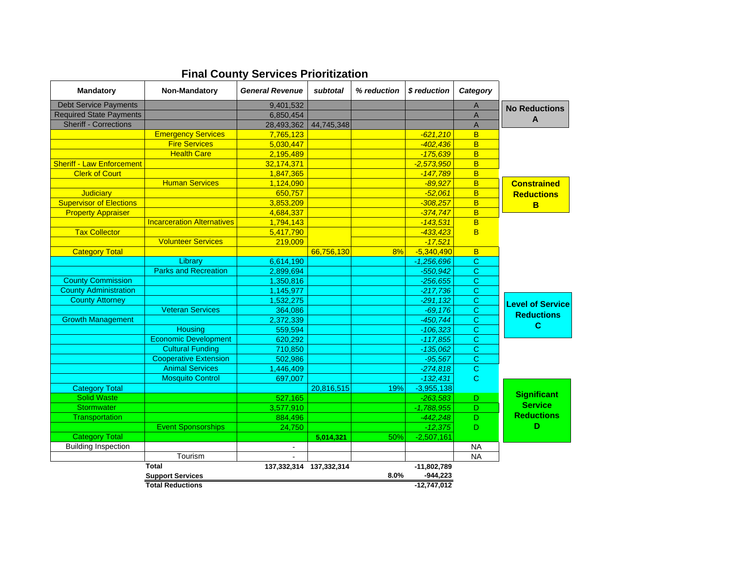## Final County Services Prioritization

| Mandatory | Non-Mandatory | General Revenue | subtotal | % reduction | $ reduction | Category |
|---|---|---|---|---|---|---|
| Debt Service Payments | | 9,401,532 | | | | A |
| Required State Payments | | 6,850,454 | | | | A |
| Sheriff - Corrections | | 28,493,362 | 44,745,348 | | | A |
| | Emergency Services | 7,765,123 | | | -621,210 | B |
| | Fire Services | 5,030,447 | | | -402,436 | B |
| | Health Care | 2,195,489 | | | -175,639 | B |
| Sheriff - Law Enforcement | | 32,174,371 | | | -2,573,950 | B |
| Clerk of Court | | 1,847,365 | | | -147,789 | B |
| | Human Services | 1,124,090 | | | -89,927 | B |
| Judiciary | | 650,757 | | | -52,061 | B |
| Supervisor of Elections | | 3,853,209 | | | -308,257 | B |
| Property Appraiser | | 4,684,337 | | | -374,747 | B |
| | Incarceration Alternatives | 1,794,143 | | | -143,531 | B |
| Tax Collector | | 5,417,790 | | | -433,423 | B |
| | Volunteer Services | 219,009 | | | -17,521 | |
| Category Total | | | 66,756,130 | 8% | -5,340,490 | B |
| | Library | 6,614,190 | | | -1,256,696 | C |
| | Parks and Recreation | 2,899,694 | | | -550,942 | C |
| County Commission | | 1,350,816 | | | -256,655 | C |
| County Administration | | 1,145,977 | | | -217,736 | C |
| County Attorney | | 1,532,275 | | | -291,132 | C |
| | Veteran Services | 364,086 | | | -69,176 | C |
| Growth Management | | 2,372,339 | | | -450,744 | C |
| | Housing | 559,594 | | | -106,323 | C |
| | Economic Development | 620,292 | | | -117,855 | C |
| | Cultural Funding | 710,850 | | | -135,062 | C |
| | Cooperative Extension | 502,986 | | | -95,567 | C |
| | Animal Services | 1,446,409 | | | -274,818 | C |
| | Mosquito Control | 697,007 | | | -132,431 | C |
| Category Total | | | 20,816,515 | 19% | -3,955,138 | |
| Solid Waste | | 527,165 | | | -263,583 | D |
| Stormwater | | 3,577,910 | | | -1,788,955 | D |
| Transportation | | 884,496 | | | -442,248 | D |
| | Event Sponsorships | 24,750 | | | -12,375 | D |
| Category Total | | | **5,014,321** | 50% | -2,507,161 | |
| Building Inspection | | - | | | | NA |
| | Tourism | - | | | | NA |
| | **Total** | **137,332,314** | **137,332,314** | | **-11,802,789** | |
| | **Support Services** | | | **8.0%** | **-944,223** | |
| | **Total Reductions** | | | | **-12,747,012** | |

**No Reductions A**

**Constrained Reductions B**

**Level of Service Reductions C**

**Significant Service Reductions D**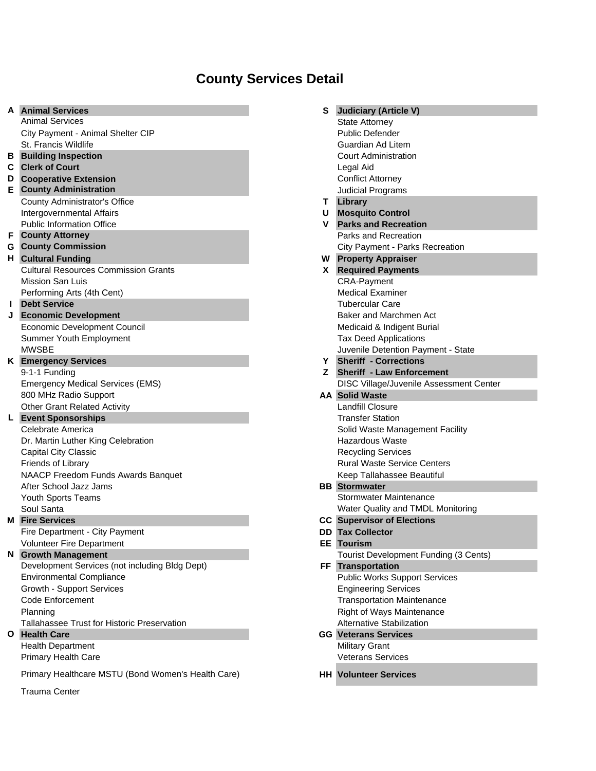# County Services Detail

**A Animal Services**
- Animal Services
- City Payment - Animal Shelter CIP
- St. Francis Wildlife

**B Building Inspection**

**C Clerk of Court**

**D Cooperative Extension**

**E County Administration**
- County Administrator's Office
- Intergovernmental Affairs
- Public Information Office

**F County Attorney**

**G County Commission**

**H Cultural Funding**
- Cultural Resources Commission Grants
- Mission San Luis
- Performing Arts (4th Cent)

**I Debt Service**

**J Economic Development**
- Economic Development Council
- Summer Youth Employment
- MWSBE

**K Emergency Services**
- 9-1-1 Funding
- Emergency Medical Services (EMS)
- 800 MHz Radio Support
- Other Grant Related Activity

**L Event Sponsorships**
- Celebrate America
- Dr. Martin Luther King Celebration
- Capital City Classic
- Friends of Library
- NAACP Freedom Funds Awards Banquet
- After School Jazz Jams
- Youth Sports Teams
- Soul Santa

**M Fire Services**
- Fire Department - City Payment
- Volunteer Fire Department

**N Growth Management**
- Development Services (not including Bldg Dept)
- Environmental Compliance
- Growth - Support Services
- Code Enforcement
- Planning
- Tallahassee Trust for Historic Preservation

**O Health Care**
- Health Department
- Primary Health Care
- Primary Healthcare MSTU (Bond Women's Health Care)
- Trauma Center

**S Judiciary (Article V)**
- State Attorney
- Public Defender
- Guardian Ad Litem
- Court Administration
- Legal Aid
- Conflict Attorney
- Judicial Programs

**T Library**

**U Mosquito Control**

**V Parks and Recreation**
- Parks and Recreation
- City Payment - Parks Recreation

**W Property Appraiser**

**X Required Payments**
- CRA-Payment
- Medical Examiner
- Tubercular Care
- Baker and Marchmen Act
- Medicaid & Indigent Burial
- Tax Deed Applications
- Juvenile Detention Payment - State

**Y Sheriff - Corrections**

**Z Sheriff - Law Enforcement**
- DISC Village/Juvenile Assessment Center

**AA Solid Waste**
- Landfill Closure
- Transfer Station
- Solid Waste Management Facility
- Hazardous Waste
- Recycling Services
- Rural Waste Service Centers
- Keep Tallahassee Beautiful

**BB Stormwater**
- Stormwater Maintenance
- Water Quality and TMDL Monitoring

**CC Supervisor of Elections**

**DD Tax Collector**

**EE Tourism**
- Tourist Development Funding (3 Cents)

**FF Transportation**
- Public Works Support Services
- Engineering Services
- Transportation Maintenance
- Right of Ways Maintenance
- Alternative Stabilization

**GG Veterans Services**
- Military Grant
- Veterans Services

**HH Volunteer Services**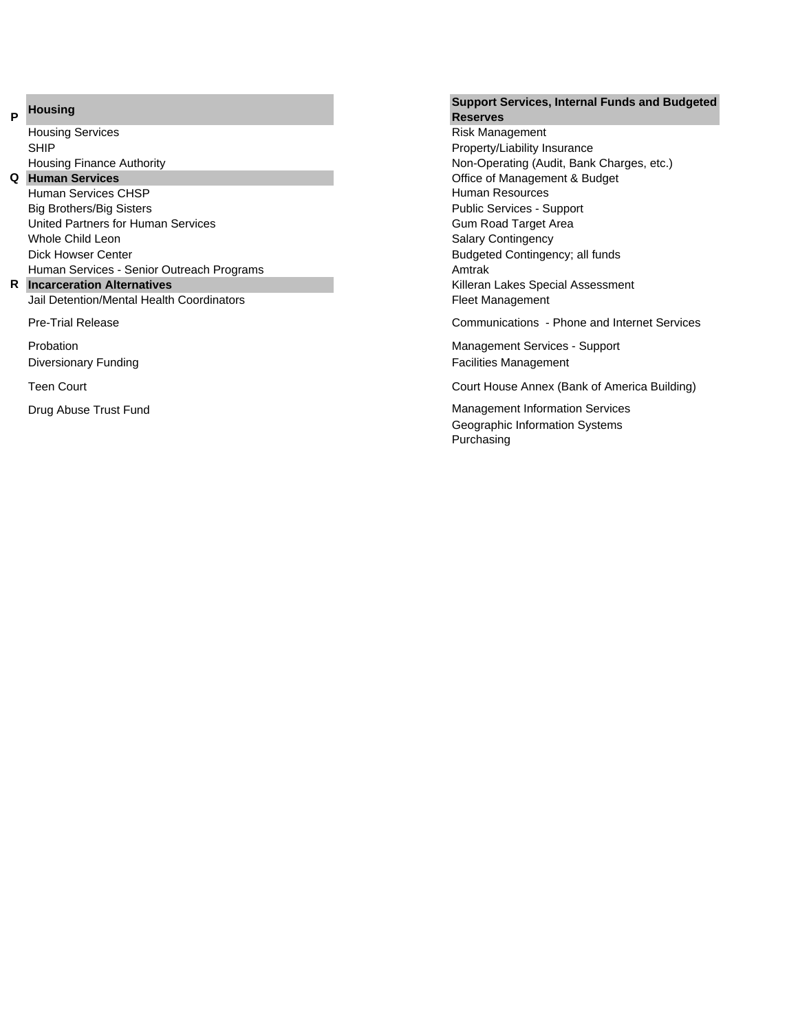**P** **Housing**

- Housing Services
- SHIP
- Housing Finance Authority

**Q** **Human Services**

- Human Services CHSP
- Big Brothers/Big Sisters
- United Partners for Human Services
- Whole Child Leon
- Dick Howser Center
- Human Services - Senior Outreach Programs

**R** **Incarceration Alternatives**

- Jail Detention/Mental Health Coordinators
- Pre-Trial Release
- Probation
- Diversionary Funding
- Teen Court
- Drug Abuse Trust Fund

**Support Services, Internal Funds and Budgeted Reserves**

- Risk Management
- Property/Liability Insurance
- Non-Operating (Audit, Bank Charges, etc.)
- Office of Management & Budget
- Human Resources
- Public Services - Support
- Gum Road Target Area
- Salary Contingency
- Budgeted Contingency; all funds
- Amtrak
- Killeran Lakes Special Assessment
- Fleet Management
- Communications - Phone and Internet Services
- Management Services - Support
- Facilities Management
- Court House Annex (Bank of America Building)
- Management Information Services
- Geographic Information Systems
- Purchasing